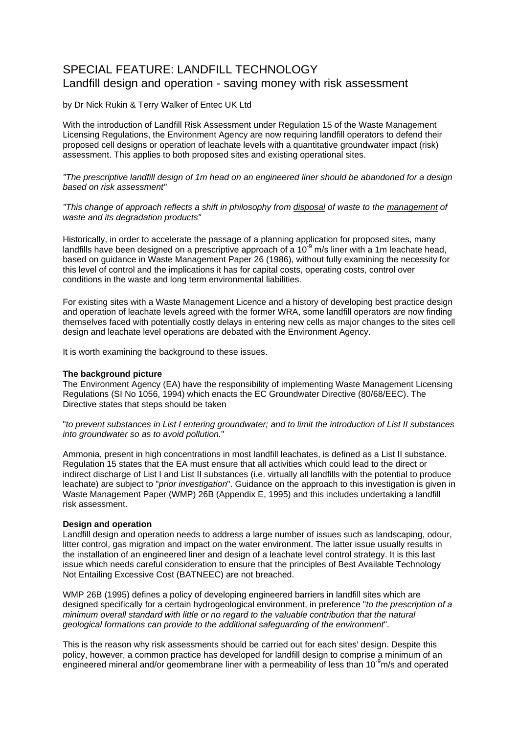# SPECIAL FEATURE: LANDFILL TECHNOLOGY
## Landfill design and operation - saving money with risk assessment

by Dr Nick Rukin & Terry Walker of Entec UK Ltd

With the introduction of Landfill Risk Assessment under Regulation 15 of the Waste Management Licensing Regulations, the Environment Agency are now requiring landfill operators to defend their proposed cell designs or operation of leachate levels with a quantitative groundwater impact (risk) assessment. This applies to both proposed sites and existing operational sites.

*"The prescriptive landfill design of 1m head on an engineered liner should be abandoned for a design based on risk assessment"*

*"This change of approach reflects a shift in philosophy from disposal of waste to the management of waste and its degradation products"*

Historically, in order to accelerate the passage of a planning application for proposed sites, many landfills have been designed on a prescriptive approach of a $10^{-9}$ m/s liner with a 1m leachate head, based on guidance in Waste Management Paper 26 (1986), without fully examining the necessity for this level of control and the implications it has for capital costs, operating costs, control over conditions in the waste and long term environmental liabilities.

For existing sites with a Waste Management Licence and a history of developing best practice design and operation of leachate levels agreed with the former WRA, some landfill operators are now finding themselves faced with potentially costly delays in entering new cells as major changes to the sites cell design and leachate level operations are debated with the Environment Agency.

It is worth examining the background to these issues.

**The background picture**
The Environment Agency (EA) have the responsibility of implementing Waste Management Licensing Regulations (SI No 1056, 1994) which enacts the EC Groundwater Directive (80/68/EEC). The Directive states that steps should be taken

"*to prevent substances in List I entering groundwater; and to limit the introduction of List II substances into groundwater so as to avoid pollution.*"

Ammonia, present in high concentrations in most landfill leachates, is defined as a List II substance. Regulation 15 states that the EA must ensure that all activities which could lead to the direct or indirect discharge of List I and List II substances (i.e. virtually all landfills with the potential to produce leachate) are subject to "*prior investigation*". Guidance on the approach to this investigation is given in Waste Management Paper (WMP) 26B (Appendix E, 1995) and this includes undertaking a landfill risk assessment.

**Design and operation**
Landfill design and operation needs to address a large number of issues such as landscaping, odour, litter control, gas migration and impact on the water environment. The latter issue usually results in the installation of an engineered liner and design of a leachate level control strategy. It is this last issue which needs careful consideration to ensure that the principles of Best Available Technology Not Entailing Excessive Cost (BATNEEC) are not breached.

WMP 26B (1995) defines a policy of developing engineered barriers in landfill sites which are designed specifically for a certain hydrogeological environment, in preference "*to the prescription of a minimum overall standard with little or no regard to the valuable contribution that the natural geological formations can provide to the additional safeguarding of the environment*".

This is the reason why risk assessments should be carried out for each sites' design. Despite this policy, however, a common practice has developed for landfill design to comprise a minimum of an engineered mineral and/or geomembrane liner with a permeability of less than $10^{-9}$m/s and operated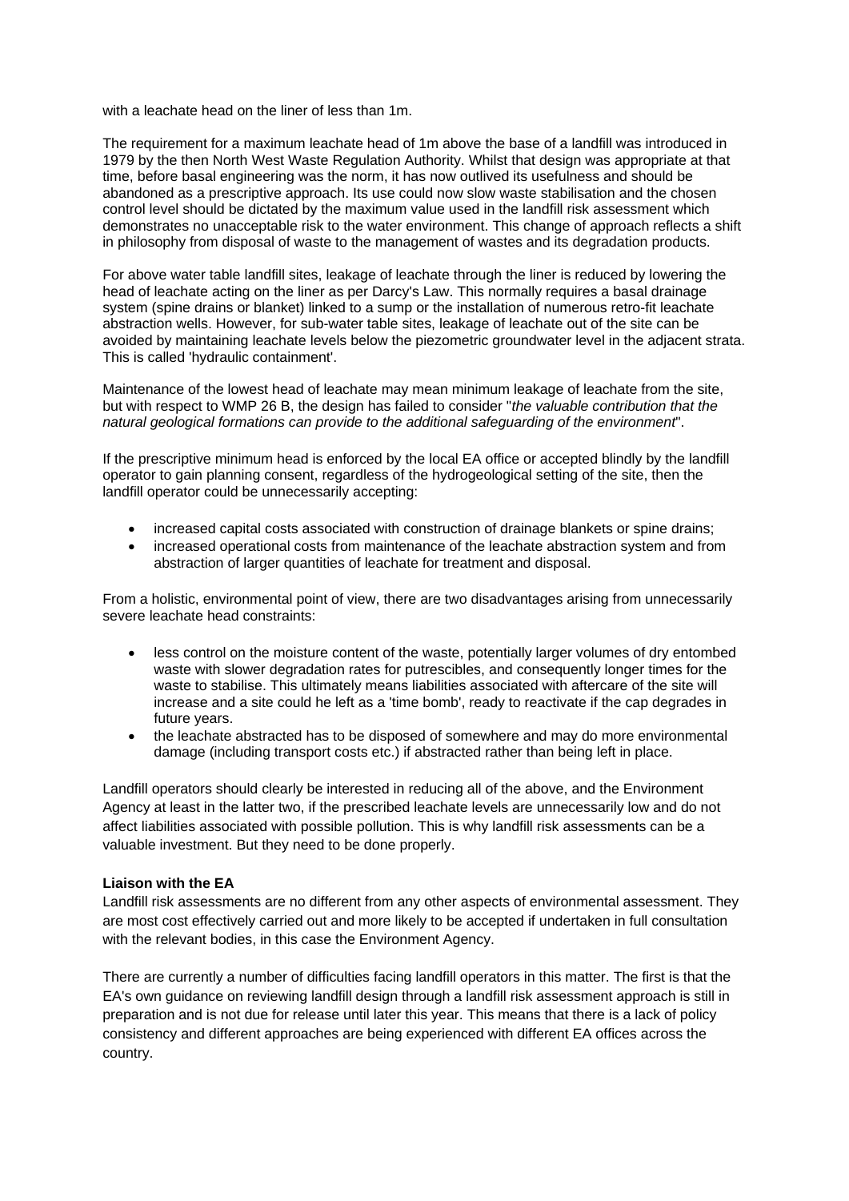with a leachate head on the liner of less than 1m.

The requirement for a maximum leachate head of 1m above the base of a landfill was introduced in 1979 by the then North West Waste Regulation Authority. Whilst that design was appropriate at that time, before basal engineering was the norm, it has now outlived its usefulness and should be abandoned as a prescriptive approach. Its use could now slow waste stabilisation and the chosen control level should be dictated by the maximum value used in the landfill risk assessment which demonstrates no unacceptable risk to the water environment. This change of approach reflects a shift in philosophy from disposal of waste to the management of wastes and its degradation products.

For above water table landfill sites, leakage of leachate through the liner is reduced by lowering the head of leachate acting on the liner as per Darcy's Law. This normally requires a basal drainage system (spine drains or blanket) linked to a sump or the installation of numerous retro-fit leachate abstraction wells. However, for sub-water table sites, leakage of leachate out of the site can be avoided by maintaining leachate levels below the piezometric groundwater level in the adjacent strata. This is called 'hydraulic containment'.

Maintenance of the lowest head of leachate may mean minimum leakage of leachate from the site, but with respect to WMP 26 B, the design has failed to consider "*the valuable contribution that the natural geological formations can provide to the additional safeguarding of the environment*".

If the prescriptive minimum head is enforced by the local EA office or accepted blindly by the landfill operator to gain planning consent, regardless of the hydrogeological setting of the site, then the landfill operator could be unnecessarily accepting:

- increased capital costs associated with construction of drainage blankets or spine drains;
- increased operational costs from maintenance of the leachate abstraction system and from abstraction of larger quantities of leachate for treatment and disposal.

From a holistic, environmental point of view, there are two disadvantages arising from unnecessarily severe leachate head constraints:

- less control on the moisture content of the waste, potentially larger volumes of dry entombed waste with slower degradation rates for putrescibles, and consequently longer times for the waste to stabilise. This ultimately means liabilities associated with aftercare of the site will increase and a site could he left as a 'time bomb', ready to reactivate if the cap degrades in future years.
- the leachate abstracted has to be disposed of somewhere and may do more environmental damage (including transport costs etc.) if abstracted rather than being left in place.

Landfill operators should clearly be interested in reducing all of the above, and the Environment Agency at least in the latter two, if the prescribed leachate levels are unnecessarily low and do not affect liabilities associated with possible pollution. This is why landfill risk assessments can be a valuable investment. But they need to be done properly.

**Liaison with the EA**

Landfill risk assessments are no different from any other aspects of environmental assessment. They are most cost effectively carried out and more likely to be accepted if undertaken in full consultation with the relevant bodies, in this case the Environment Agency.

There are currently a number of difficulties facing landfill operators in this matter. The first is that the EA's own guidance on reviewing landfill design through a landfill risk assessment approach is still in preparation and is not due for release until later this year. This means that there is a lack of policy consistency and different approaches are being experienced with different EA offices across the country.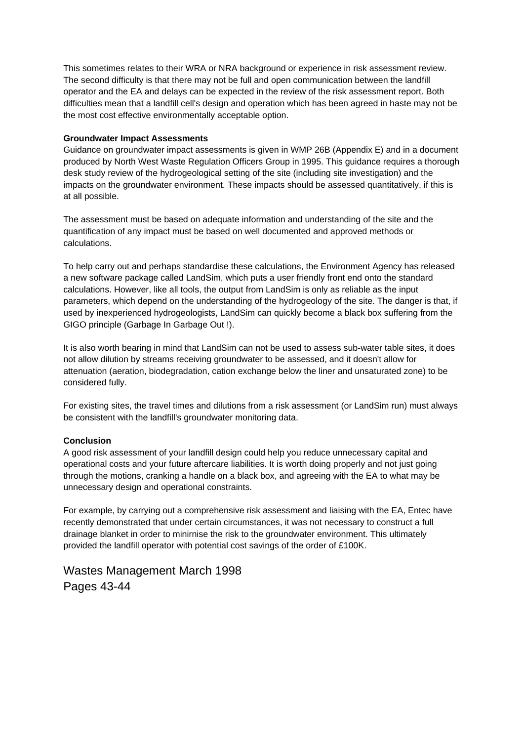This sometimes relates to their WRA or NRA background or experience in risk assessment review. The second difficulty is that there may not be full and open communication between the landfill operator and the EA and delays can be expected in the review of the risk assessment report. Both difficulties mean that a landfill cell's design and operation which has been agreed in haste may not be the most cost effective environmentally acceptable option.

**Groundwater Impact Assessments**

Guidance on groundwater impact assessments is given in WMP 26B (Appendix E) and in a document produced by North West Waste Regulation Officers Group in 1995. This guidance requires a thorough desk study review of the hydrogeological setting of the site (including site investigation) and the impacts on the groundwater environment. These impacts should be assessed quantitatively, if this is at all possible.

The assessment must be based on adequate information and understanding of the site and the quantification of any impact must be based on well documented and approved methods or calculations.

To help carry out and perhaps standardise these calculations, the Environment Agency has released a new software package called LandSim, which puts a user friendly front end onto the standard calculations. However, like all tools, the output from LandSim is only as reliable as the input parameters, which depend on the understanding of the hydrogeology of the site. The danger is that, if used by inexperienced hydrogeologists, LandSim can quickly become a black box suffering from the GIGO principle (Garbage In Garbage Out !).

It is also worth bearing in mind that LandSim can not be used to assess sub-water table sites, it does not allow dilution by streams receiving groundwater to be assessed, and it doesn't allow for attenuation (aeration, biodegradation, cation exchange below the liner and unsaturated zone) to be considered fully.

For existing sites, the travel times and dilutions from a risk assessment (or LandSim run) must always be consistent with the landfill's groundwater monitoring data.

**Conclusion**

A good risk assessment of your landfill design could help you reduce unnecessary capital and operational costs and your future aftercare liabilities. It is worth doing properly and not just going through the motions, cranking a handle on a black box, and agreeing with the EA to what may be unnecessary design and operational constraints.

For example, by carrying out a comprehensive risk assessment and liaising with the EA, Entec have recently demonstrated that under certain circumstances, it was not necessary to construct a full drainage blanket in order to minirnise the risk to the groundwater environment. This ultimately provided the landfill operator with potential cost savings of the order of £100K.

Wastes Management March 1998
Pages 43-44